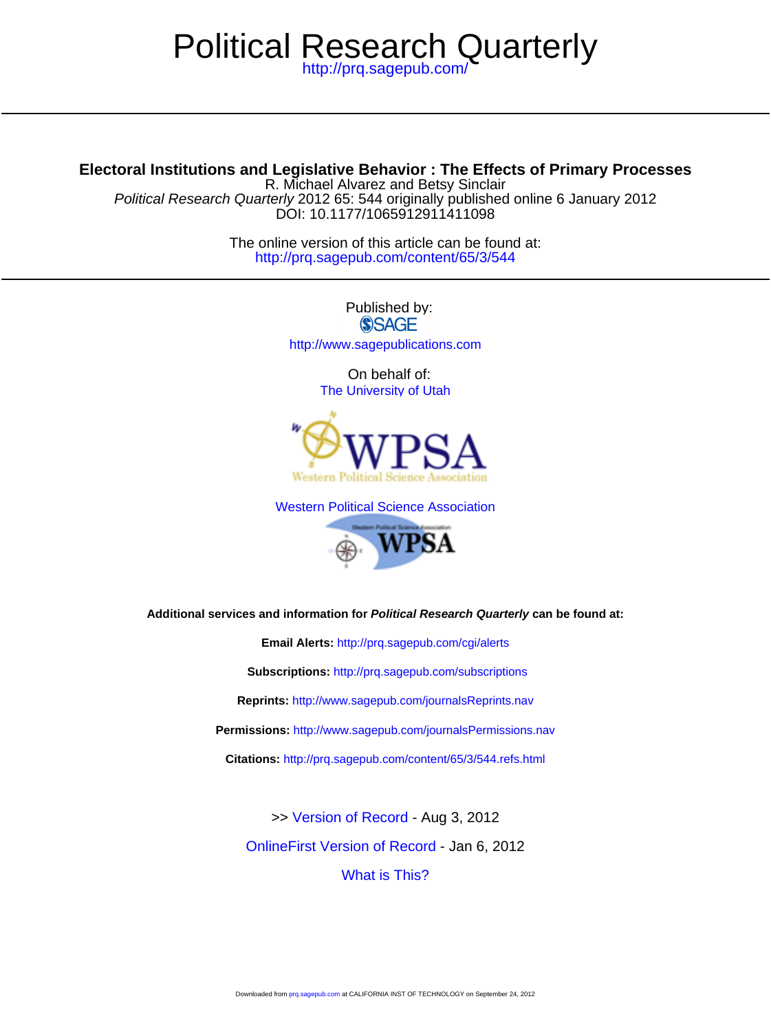# Political Research Quarterly

http://prq.sagepub.com/

## Electoral Institutions and Legislative Behavior : The Effects of Primary Processes

R. Michael Alvarez and Betsy Sinclair

*Political Research Quarterly* 2012 65: 544 originally published online 6 January 2012

DOI: 10.1177/1065912911411098

The online version of this article can be found at:

http://prq.sagepub.com/content/65/3/544

Published by:

SAGE

http://www.sagepublications.com

On behalf of:

The University of Utah

WPSA

Western Political Science Association

Western Political Science Association

WPSA

**Additional services and information for *Political Research Quarterly* can be found at:**

**Email Alerts:** http://prq.sagepub.com/cgi/alerts

**Subscriptions:** http://prq.sagepub.com/subscriptions

**Reprints:** http://www.sagepub.com/journalsReprints.nav

**Permissions:** http://www.sagepub.com/journalsPermissions.nav

**Citations:** http://prq.sagepub.com/content/65/3/544.refs.html

>> Version of Record - Aug 3, 2012

OnlineFirst Version of Record - Jan 6, 2012

What is This?

Downloaded from prq.sagepub.com at CALIFORNIA INST OF TECHNOLOGY on September 24, 2012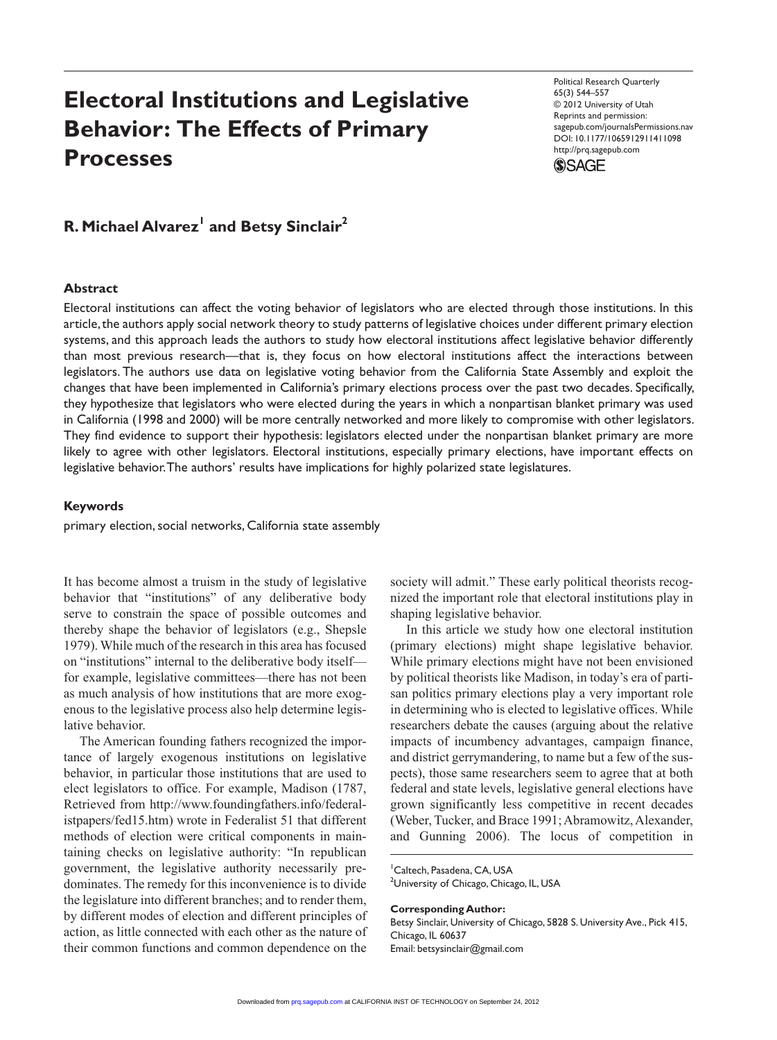# Electoral Institutions and Legislative Behavior: The Effects of Primary Processes

**R. Michael Alvarez[1] and Betsy Sinclair[2]**

## Abstract

Electoral institutions can affect the voting behavior of legislators who are elected through those institutions. In this article, the authors apply social network theory to study patterns of legislative choices under different primary election systems, and this approach leads the authors to study how electoral institutions affect legislative behavior differently than most previous research—that is, they focus on how electoral institutions affect the interactions between legislators. The authors use data on legislative voting behavior from the California State Assembly and exploit the changes that have been implemented in California's primary elections process over the past two decades. Specifically, they hypothesize that legislators who were elected during the years in which a nonpartisan blanket primary was used in California (1998 and 2000) will be more centrally networked and more likely to compromise with other legislators. They find evidence to support their hypothesis: legislators elected under the nonpartisan blanket primary are more likely to agree with other legislators. Electoral institutions, especially primary elections, have important effects on legislative behavior. The authors' results have implications for highly polarized state legislatures.

## Keywords

primary election, social networks, California state assembly

It has become almost a truism in the study of legislative behavior that "institutions" of any deliberative body serve to constrain the space of possible outcomes and thereby shape the behavior of legislators (e.g., Shepsle 1979). While much of the research in this area has focused on "institutions" internal to the deliberative body itself—for example, legislative committees—there has not been as much analysis of how institutions that are more exogenous to the legislative process also help determine legislative behavior.

The American founding fathers recognized the importance of largely exogenous institutions on legislative behavior, in particular those institutions that are used to elect legislators to office. For example, Madison (1787, Retrieved from http://www.foundingfathers.info/federalistpapers/fed15.htm) wrote in Federalist 51 that different methods of election were critical components in maintaining checks on legislative authority: "In republican government, the legislative authority necessarily predominates. The remedy for this inconvenience is to divide the legislature into different branches; and to render them, by different modes of election and different principles of action, as little connected with each other as the nature of their common functions and common dependence on the society will admit." These early political theorists recognized the important role that electoral institutions play in shaping legislative behavior.

In this article we study how one electoral institution (primary elections) might shape legislative behavior. While primary elections might have not been envisioned by political theorists like Madison, in today's era of partisan politics primary elections play a very important role in determining who is elected to legislative offices. While researchers debate the causes (arguing about the relative impacts of incumbency advantages, campaign finance, and district gerrymandering, to name but a few of the suspects), those same researchers seem to agree that at both federal and state levels, legislative general elections have grown significantly less competitive in recent decades (Weber, Tucker, and Brace 1991; Abramowitz, Alexander, and Gunning 2006). The locus of competition in

[1]Caltech, Pasadena, CA, USA
[2]University of Chicago, Chicago, IL, USA

**Corresponding Author:**
Betsy Sinclair, University of Chicago, 5828 S. University Ave., Pick 415, Chicago, IL 60637
Email: betsysinclair@gmail.com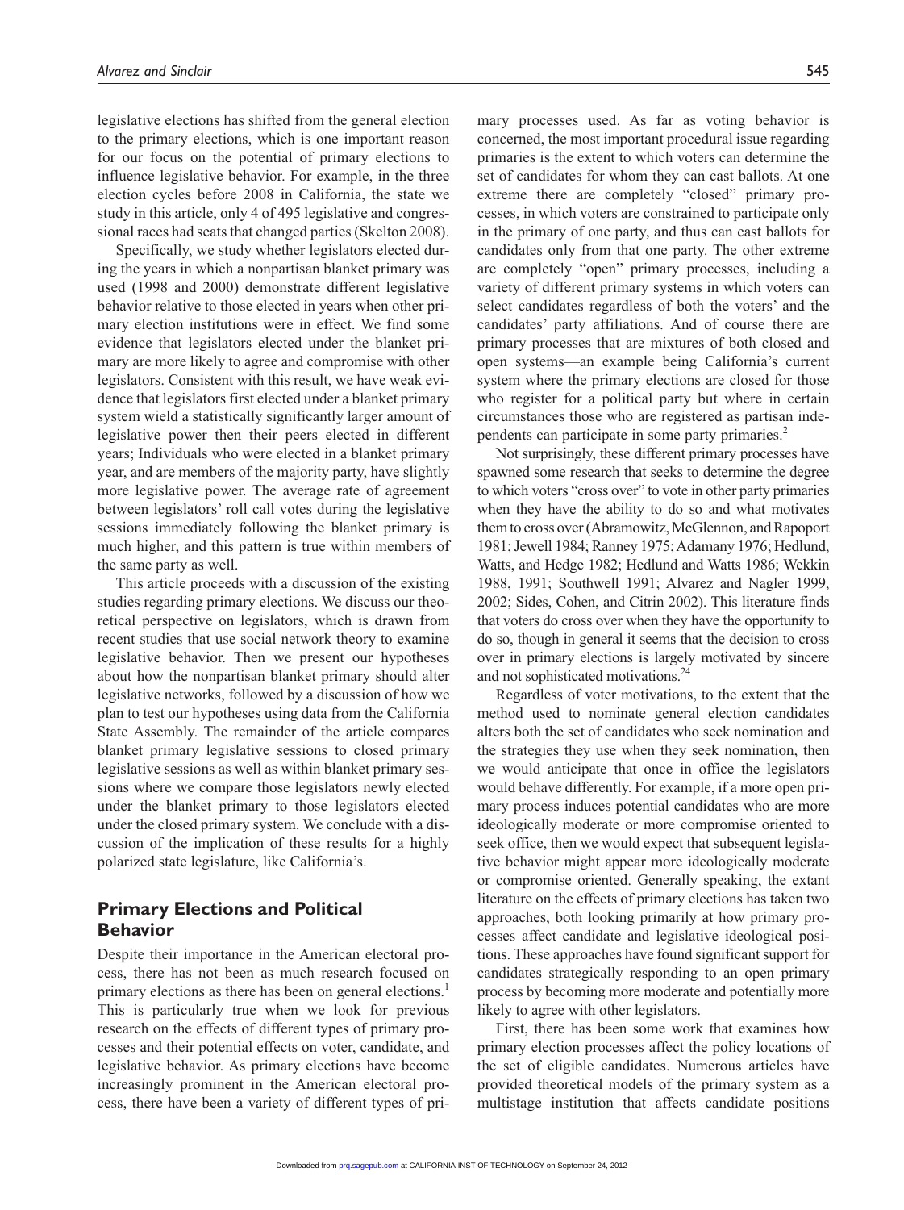legislative elections has shifted from the general election to the primary elections, which is one important reason for our focus on the potential of primary elections to influence legislative behavior. For example, in the three election cycles before 2008 in California, the state we study in this article, only 4 of 495 legislative and congressional races had seats that changed parties (Skelton 2008).

Specifically, we study whether legislators elected during the years in which a nonpartisan blanket primary was used (1998 and 2000) demonstrate different legislative behavior relative to those elected in years when other primary election institutions were in effect. We find some evidence that legislators elected under the blanket primary are more likely to agree and compromise with other legislators. Consistent with this result, we have weak evidence that legislators first elected under a blanket primary system wield a statistically significantly larger amount of legislative power then their peers elected in different years; Individuals who were elected in a blanket primary year, and are members of the majority party, have slightly more legislative power. The average rate of agreement between legislators' roll call votes during the legislative sessions immediately following the blanket primary is much higher, and this pattern is true within members of the same party as well.

This article proceeds with a discussion of the existing studies regarding primary elections. We discuss our theoretical perspective on legislators, which is drawn from recent studies that use social network theory to examine legislative behavior. Then we present our hypotheses about how the nonpartisan blanket primary should alter legislative networks, followed by a discussion of how we plan to test our hypotheses using data from the California State Assembly. The remainder of the article compares blanket primary legislative sessions to closed primary legislative sessions as well as within blanket primary sessions where we compare those legislators newly elected under the blanket primary to those legislators elected under the closed primary system. We conclude with a discussion of the implication of these results for a highly polarized state legislature, like California's.

## Primary Elections and Political Behavior

Despite their importance in the American electoral process, there has not been as much research focused on primary elections as there has been on general elections.[1] This is particularly true when we look for previous research on the effects of different types of primary processes and their potential effects on voter, candidate, and legislative behavior. As primary elections have become increasingly prominent in the American electoral process, there have been a variety of different types of primary processes used. As far as voting behavior is concerned, the most important procedural issue regarding primaries is the extent to which voters can determine the set of candidates for whom they can cast ballots. At one extreme there are completely "closed" primary processes, in which voters are constrained to participate only in the primary of one party, and thus can cast ballots for candidates only from that one party. The other extreme are completely "open" primary processes, including a variety of different primary systems in which voters can select candidates regardless of both the voters' and the candidates' party affiliations. And of course there are primary processes that are mixtures of both closed and open systems—an example being California's current system where the primary elections are closed for those who register for a political party but where in certain circumstances those who are registered as partisan independents can participate in some party primaries.[2]

Not surprisingly, these different primary processes have spawned some research that seeks to determine the degree to which voters "cross over" to vote in other party primaries when they have the ability to do so and what motivates them to cross over (Abramowitz, McGlennon, and Rapoport 1981; Jewell 1984; Ranney 1975; Adamany 1976; Hedlund, Watts, and Hedge 1982; Hedlund and Watts 1986; Wekkin 1988, 1991; Southwell 1991; Alvarez and Nagler 1999, 2002; Sides, Cohen, and Citrin 2002). This literature finds that voters do cross over when they have the opportunity to do so, though in general it seems that the decision to cross over in primary elections is largely motivated by sincere and not sophisticated motivations.[24]

Regardless of voter motivations, to the extent that the method used to nominate general election candidates alters both the set of candidates who seek nomination and the strategies they use when they seek nomination, then we would anticipate that once in office the legislators would behave differently. For example, if a more open primary process induces potential candidates who are more ideologically moderate or more compromise oriented to seek office, then we would expect that subsequent legislative behavior might appear more ideologically moderate or compromise oriented. Generally speaking, the extant literature on the effects of primary elections has taken two approaches, both looking primarily at how primary processes affect candidate and legislative ideological positions. These approaches have found significant support for candidates strategically responding to an open primary process by becoming more moderate and potentially more likely to agree with other legislators.

First, there has been some work that examines how primary election processes affect the policy locations of the set of eligible candidates. Numerous articles have provided theoretical models of the primary system as a multistage institution that affects candidate positions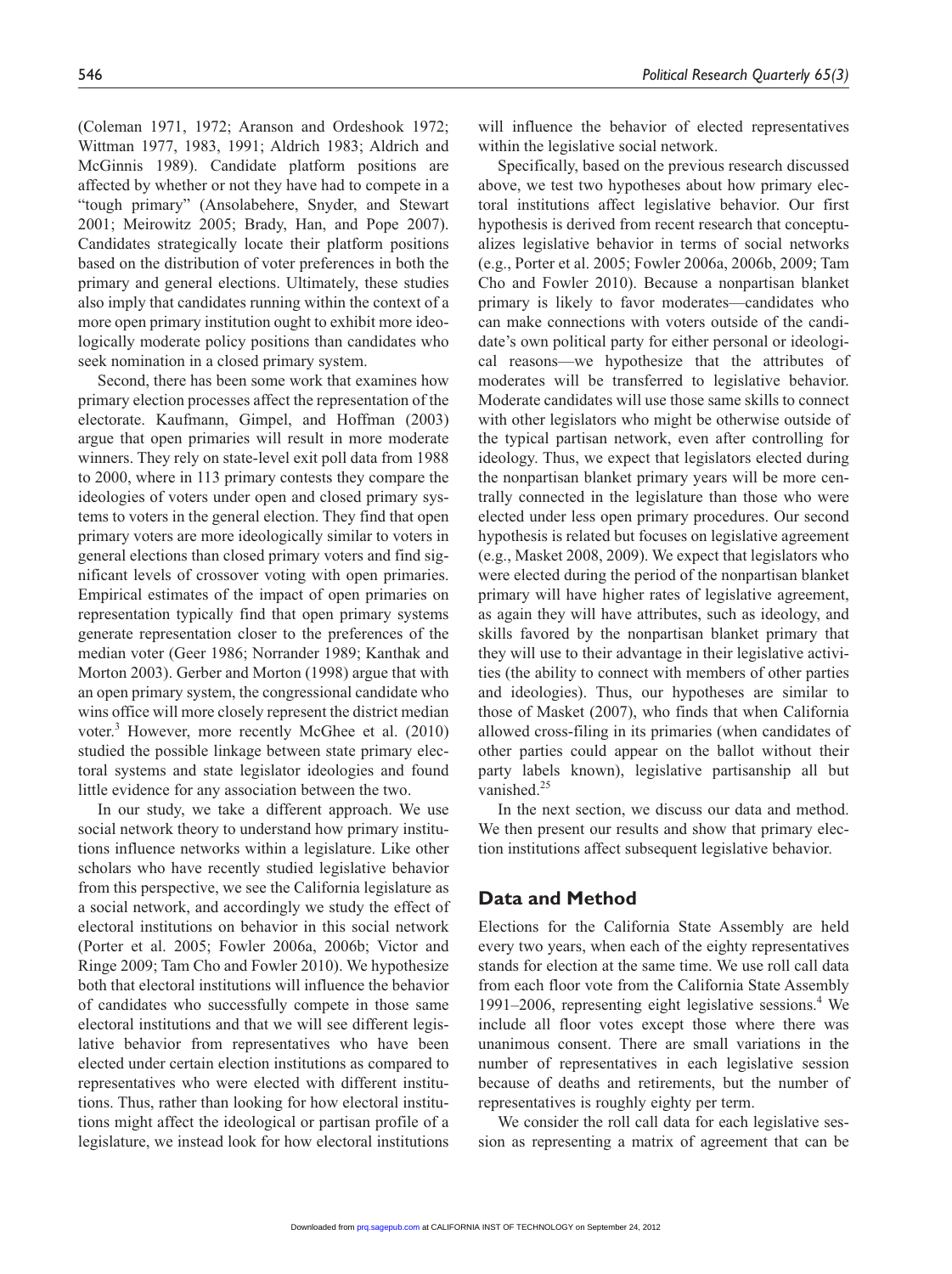(Coleman 1971, 1972; Aranson and Ordeshook 1972; Wittman 1977, 1983, 1991; Aldrich 1983; Aldrich and McGinnis 1989). Candidate platform positions are affected by whether or not they have had to compete in a "tough primary" (Ansolabehere, Snyder, and Stewart 2001; Meirowitz 2005; Brady, Han, and Pope 2007). Candidates strategically locate their platform positions based on the distribution of voter preferences in both the primary and general elections. Ultimately, these studies also imply that candidates running within the context of a more open primary institution ought to exhibit more ideologically moderate policy positions than candidates who seek nomination in a closed primary system.

Second, there has been some work that examines how primary election processes affect the representation of the electorate. Kaufmann, Gimpel, and Hoffman (2003) argue that open primaries will result in more moderate winners. They rely on state-level exit poll data from 1988 to 2000, where in 113 primary contests they compare the ideologies of voters under open and closed primary systems to voters in the general election. They find that open primary voters are more ideologically similar to voters in general elections than closed primary voters and find significant levels of crossover voting with open primaries. Empirical estimates of the impact of open primaries on representation typically find that open primary systems generate representation closer to the preferences of the median voter (Geer 1986; Norrander 1989; Kanthak and Morton 2003). Gerber and Morton (1998) argue that with an open primary system, the congressional candidate who wins office will more closely represent the district median voter.[3] However, more recently McGhee et al. (2010) studied the possible linkage between state primary electoral systems and state legislator ideologies and found little evidence for any association between the two.

In our study, we take a different approach. We use social network theory to understand how primary institutions influence networks within a legislature. Like other scholars who have recently studied legislative behavior from this perspective, we see the California legislature as a social network, and accordingly we study the effect of electoral institutions on behavior in this social network (Porter et al. 2005; Fowler 2006a, 2006b; Victor and Ringe 2009; Tam Cho and Fowler 2010). We hypothesize both that electoral institutions will influence the behavior of candidates who successfully compete in those same electoral institutions and that we will see different legislative behavior from representatives who have been elected under certain election institutions as compared to representatives who were elected with different institutions. Thus, rather than looking for how electoral institutions might affect the ideological or partisan profile of a legislature, we instead look for how electoral institutions will influence the behavior of elected representatives within the legislative social network.

Specifically, based on the previous research discussed above, we test two hypotheses about how primary electoral institutions affect legislative behavior. Our first hypothesis is derived from recent research that conceptualizes legislative behavior in terms of social networks (e.g., Porter et al. 2005; Fowler 2006a, 2006b, 2009; Tam Cho and Fowler 2010). Because a nonpartisan blanket primary is likely to favor moderates—candidates who can make connections with voters outside of the candidate's own political party for either personal or ideological reasons—we hypothesize that the attributes of moderates will be transferred to legislative behavior. Moderate candidates will use those same skills to connect with other legislators who might be otherwise outside of the typical partisan network, even after controlling for ideology. Thus, we expect that legislators elected during the nonpartisan blanket primary years will be more centrally connected in the legislature than those who were elected under less open primary procedures. Our second hypothesis is related but focuses on legislative agreement (e.g., Masket 2008, 2009). We expect that legislators who were elected during the period of the nonpartisan blanket primary will have higher rates of legislative agreement, as again they will have attributes, such as ideology, and skills favored by the nonpartisan blanket primary that they will use to their advantage in their legislative activities (the ability to connect with members of other parties and ideologies). Thus, our hypotheses are similar to those of Masket (2007), who finds that when California allowed cross-filing in its primaries (when candidates of other parties could appear on the ballot without their party labels known), legislative partisanship all but vanished.[25]

In the next section, we discuss our data and method. We then present our results and show that primary election institutions affect subsequent legislative behavior.

## Data and Method

Elections for the California State Assembly are held every two years, when each of the eighty representatives stands for election at the same time. We use roll call data from each floor vote from the California State Assembly 1991–2006, representing eight legislative sessions.[4] We include all floor votes except those where there was unanimous consent. There are small variations in the number of representatives in each legislative session because of deaths and retirements, but the number of representatives is roughly eighty per term.

We consider the roll call data for each legislative session as representing a matrix of agreement that can be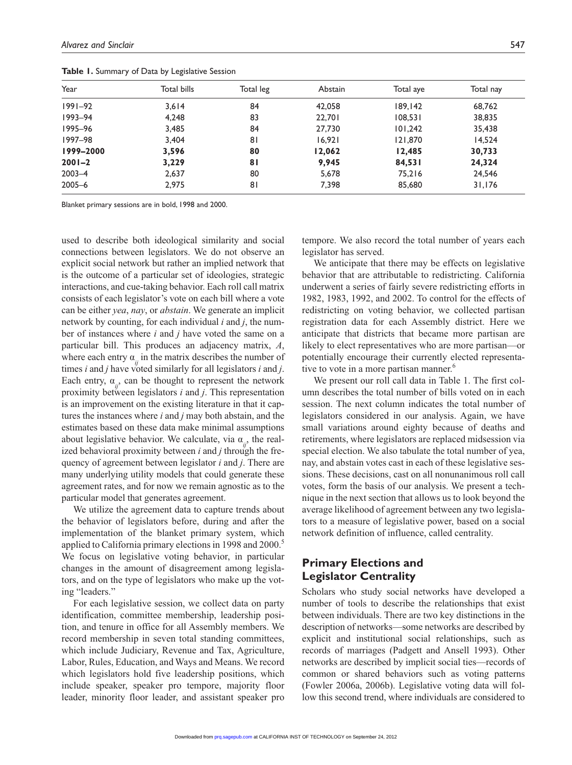**Table 1.** Summary of Data by Legislative Session

| Year | Total bills | Total leg | Abstain | Total aye | Total nay |
|---|---|---|---|---|---|
| 1991–92 | 3,614 | 84 | 42,058 | 189,142 | 68,762 |
| 1993–94 | 4,248 | 83 | 22,701 | 108,531 | 38,835 |
| 1995–96 | 3,485 | 84 | 27,730 | 101,242 | 35,438 |
| 1997–98 | 3,404 | 81 | 16,921 | 121,870 | 14,524 |
| **1999–2000** | **3,596** | **80** | **12,062** | **12,485** | **30,733** |
| **2001–2** | **3,229** | **81** | **9,945** | **84,531** | **24,324** |
| 2003–4 | 2,637 | 80 | 5,678 | 75,216 | 24,546 |
| 2005–6 | 2,975 | 81 | 7,398 | 85,680 | 31,176 |

Blanket primary sessions are in bold, 1998 and 2000.

used to describe both ideological similarity and social connections between legislators. We do not observe an explicit social network but rather an implied network that is the outcome of a particular set of ideologies, strategic interactions, and cue-taking behavior. Each roll call matrix consists of each legislator's vote on each bill where a vote can be either *yea*, *nay*, or *abstain*. We generate an implicit network by counting, for each individual $i$ and $j$, the number of instances where $i$ and $j$ have voted the same on a particular bill. This produces an adjacency matrix, $A$, where each entry $\alpha_{ij}$ in the matrix describes the number of times $i$ and $j$ have voted similarly for all legislators $i$ and $j$. Each entry, $\alpha_{ij}$, can be thought to represent the network proximity between legislators $i$ and $j$. This representation is an improvement on the existing literature in that it captures the instances where $i$ and $j$ may both abstain, and the estimates based on these data make minimal assumptions about legislative behavior. We calculate, via $\alpha_{ij}$, the realized behavioral proximity between $i$ and $j$ through the frequency of agreement between legislator $i$ and $j$. There are many underlying utility models that could generate these agreement rates, and for now we remain agnostic as to the particular model that generates agreement.

We utilize the agreement data to capture trends about the behavior of legislators before, during and after the implementation of the blanket primary system, which applied to California primary elections in 1998 and 2000.[5] We focus on legislative voting behavior, in particular changes in the amount of disagreement among legislators, and on the type of legislators who make up the voting "leaders."

For each legislative session, we collect data on party identification, committee membership, leadership position, and tenure in office for all Assembly members. We record membership in seven total standing committees, which include Judiciary, Revenue and Tax, Agriculture, Labor, Rules, Education, and Ways and Means. We record which legislators hold five leadership positions, which include speaker, speaker pro tempore, majority floor leader, minority floor leader, and assistant speaker pro tempore. We also record the total number of years each legislator has served.

We anticipate that there may be effects on legislative behavior that are attributable to redistricting. California underwent a series of fairly severe redistricting efforts in 1982, 1983, 1992, and 2002. To control for the effects of redistricting on voting behavior, we collected partisan registration data for each Assembly district. Here we anticipate that districts that became more partisan are likely to elect representatives who are more partisan—or potentially encourage their currently elected representative to vote in a more partisan manner.[6]

We present our roll call data in Table 1. The first column describes the total number of bills voted on in each session. The next column indicates the total number of legislators considered in our analysis. Again, we have small variations around eighty because of deaths and retirements, where legislators are replaced midsession via special election. We also tabulate the total number of yea, nay, and abstain votes cast in each of these legislative sessions. These decisions, cast on all nonunanimous roll call votes, form the basis of our analysis. We present a technique in the next section that allows us to look beyond the average likelihood of agreement between any two legislators to a measure of legislative power, based on a social network definition of influence, called centrality.

## Primary Elections and Legislator Centrality

Scholars who study social networks have developed a number of tools to describe the relationships that exist between individuals. There are two key distinctions in the description of networks—some networks are described by explicit and institutional social relationships, such as records of marriages (Padgett and Ansell 1993). Other networks are described by implicit social ties—records of common or shared behaviors such as voting patterns (Fowler 2006a, 2006b). Legislative voting data will follow this second trend, where individuals are considered to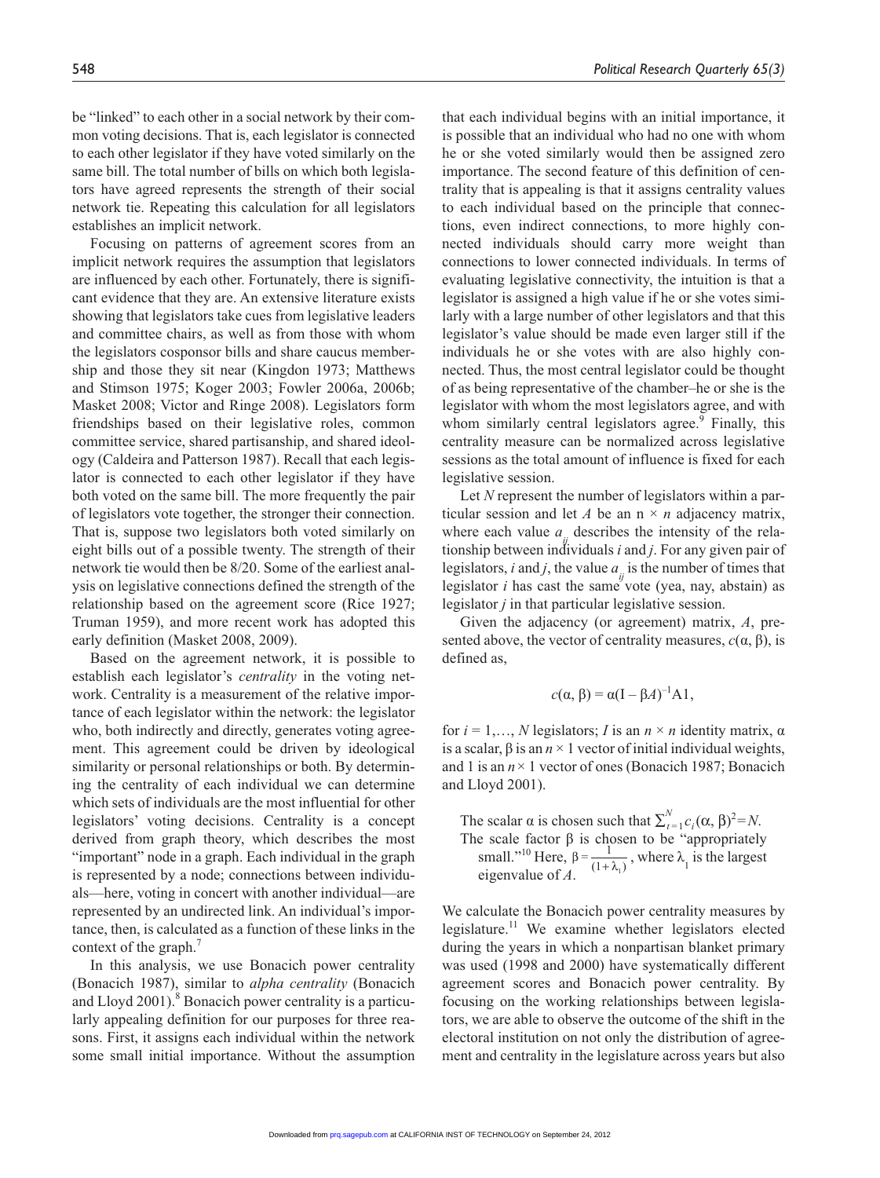be "linked" to each other in a social network by their common voting decisions. That is, each legislator is connected to each other legislator if they have voted similarly on the same bill. The total number of bills on which both legislators have agreed represents the strength of their social network tie. Repeating this calculation for all legislators establishes an implicit network.

Focusing on patterns of agreement scores from an implicit network requires the assumption that legislators are influenced by each other. Fortunately, there is significant evidence that they are. An extensive literature exists showing that legislators take cues from legislative leaders and committee chairs, as well as from those with whom the legislators cosponsor bills and share caucus membership and those they sit near (Kingdon 1973; Matthews and Stimson 1975; Koger 2003; Fowler 2006a, 2006b; Masket 2008; Victor and Ringe 2008). Legislators form friendships based on their legislative roles, common committee service, shared partisanship, and shared ideology (Caldeira and Patterson 1987). Recall that each legislator is connected to each other legislator if they have both voted on the same bill. The more frequently the pair of legislators vote together, the stronger their connection. That is, suppose two legislators both voted similarly on eight bills out of a possible twenty. The strength of their network tie would then be 8/20. Some of the earliest analysis on legislative connections defined the strength of the relationship based on the agreement score (Rice 1927; Truman 1959), and more recent work has adopted this early definition (Masket 2008, 2009).

Based on the agreement network, it is possible to establish each legislator's *centrality* in the voting network. Centrality is a measurement of the relative importance of each legislator within the network: the legislator who, both indirectly and directly, generates voting agreement. This agreement could be driven by ideological similarity or personal relationships or both. By determining the centrality of each individual we can determine which sets of individuals are the most influential for other legislators' voting decisions. Centrality is a concept derived from graph theory, which describes the most "important" node in a graph. Each individual in the graph is represented by a node; connections between individuals—here, voting in concert with another individual—are represented by an undirected link. An individual's importance, then, is calculated as a function of these links in the context of the graph.[7]

In this analysis, we use Bonacich power centrality (Bonacich 1987), similar to *alpha centrality* (Bonacich and Lloyd 2001).[8] Bonacich power centrality is a particularly appealing definition for our purposes for three reasons. First, it assigns each individual within the network some small initial importance. Without the assumption that each individual begins with an initial importance, it is possible that an individual who had no one with whom he or she voted similarly would then be assigned zero importance. The second feature of this definition of centrality that is appealing is that it assigns centrality values to each individual based on the principle that connections, even indirect connections, to more highly connected individuals should carry more weight than connections to lower connected individuals. In terms of evaluating legislative connectivity, the intuition is that a legislator is assigned a high value if he or she votes similarly with a large number of other legislators and that this legislator's value should be made even larger still if the individuals he or she votes with are also highly connected. Thus, the most central legislator could be thought of as being representative of the chamber–he or she is the legislator with whom the most legislators agree, and with whom similarly central legislators agree.[9] Finally, this centrality measure can be normalized across legislative sessions as the total amount of influence is fixed for each legislative session.

Let $N$ represent the number of legislators within a particular session and let $A$ be an $n \times n$ adjacency matrix, where each value $a_{ij}$ describes the intensity of the relationship between individuals $i$ and $j$. For any given pair of legislators, $i$ and $j$, the value $a_{ij}$ is the number of times that legislator $i$ has cast the same vote (yea, nay, abstain) as legislator $j$ in that particular legislative session.

Given the adjacency (or agreement) matrix, $A$, presented above, the vector of centrality measures, $c(\alpha, \beta)$, is defined as,

$$c(\alpha, \beta) = \alpha(\mathrm{I} - \beta A)^{-1}\mathrm{A}1,$$

for $i = 1, \ldots, N$ legislators; $I$ is an $n \times n$ identity matrix, $\alpha$ is a scalar, $\beta$ is an $n \times 1$ vector of initial individual weights, and 1 is an $n \times 1$ vector of ones (Bonacich 1987; Bonacich and Lloyd 2001).

> The scalar $\alpha$ is chosen such that $\sum_{i=1}^{N} c_i(\alpha, \beta)^2 = N$.
> The scale factor $\beta$ is chosen to be "appropriately small."[10] Here, $\beta = \frac{1}{(1+\lambda_1)}$, where $\lambda_1$ is the largest eigenvalue of $A$.

We calculate the Bonacich power centrality measures by legislature.[11] We examine whether legislators elected during the years in which a nonpartisan blanket primary was used (1998 and 2000) have systematically different agreement scores and Bonacich power centrality. By focusing on the working relationships between legislators, we are able to observe the outcome of the shift in the electoral institution on not only the distribution of agreement and centrality in the legislature across years but also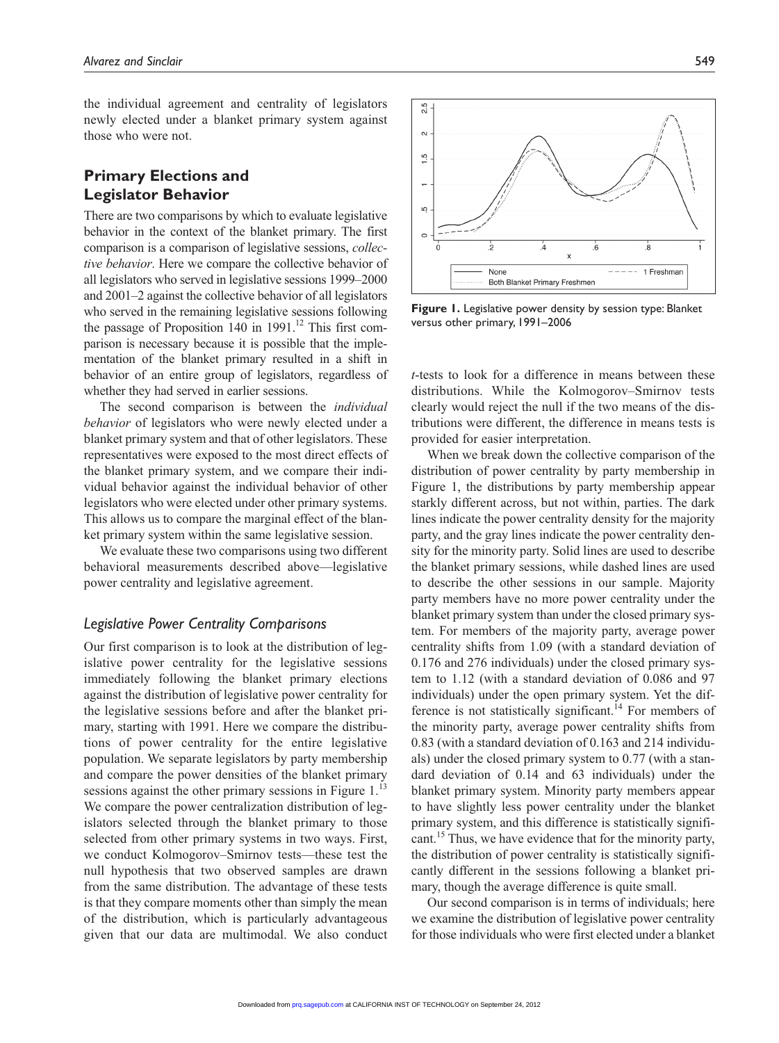the individual agreement and centrality of legislators newly elected under a blanket primary system against those who were not.

## Primary Elections and Legislator Behavior

There are two comparisons by which to evaluate legislative behavior in the context of the blanket primary. The first comparison is a comparison of legislative sessions, *collective behavior*. Here we compare the collective behavior of all legislators who served in legislative sessions 1999–2000 and 2001–2 against the collective behavior of all legislators who served in the remaining legislative sessions following the passage of Proposition 140 in 1991.[12] This first comparison is necessary because it is possible that the implementation of the blanket primary resulted in a shift in behavior of an entire group of legislators, regardless of whether they had served in earlier sessions.

The second comparison is between the *individual behavior* of legislators who were newly elected under a blanket primary system and that of other legislators. These representatives were exposed to the most direct effects of the blanket primary system, and we compare their individual behavior against the individual behavior of other legislators who were elected under other primary systems. This allows us to compare the marginal effect of the blanket primary system within the same legislative session.

We evaluate these two comparisons using two different behavioral measurements described above—legislative power centrality and legislative agreement.

### Legislative Power Centrality Comparisons

Our first comparison is to look at the distribution of legislative power centrality for the legislative sessions immediately following the blanket primary elections against the distribution of legislative power centrality for the legislative sessions before and after the blanket primary, starting with 1991. Here we compare the distributions of power centrality for the entire legislative population. We separate legislators by party membership and compare the power densities of the blanket primary sessions against the other primary sessions in Figure 1.[13] We compare the power centralization distribution of legislators selected through the blanket primary to those selected from other primary systems in two ways. First, we conduct Kolmogorov–Smirnov tests—these test the null hypothesis that two observed samples are drawn from the same distribution. The advantage of these tests is that they compare moments other than simply the mean of the distribution, which is particularly advantageous given that our data are multimodal. We also conduct

0 .5 1 1.5 2 2.5
0 .2 .4 .6 .8 1
x
None
1 Freshman
Both Blanket Primary Freshmen

**Figure 1.** Legislative power density by session type: Blanket versus other primary, 1991–2006

*t*-tests to look for a difference in means between these distributions. While the Kolmogorov–Smirnov tests clearly would reject the null if the two means of the distributions were different, the difference in means tests is provided for easier interpretation.

When we break down the collective comparison of the distribution of power centrality by party membership in Figure 1, the distributions by party membership appear starkly different across, but not within, parties. The dark lines indicate the power centrality density for the majority party, and the gray lines indicate the power centrality density for the minority party. Solid lines are used to describe the blanket primary sessions, while dashed lines are used to describe the other sessions in our sample. Majority party members have no more power centrality under the blanket primary system than under the closed primary system. For members of the majority party, average power centrality shifts from 1.09 (with a standard deviation of 0.176 and 276 individuals) under the closed primary system to 1.12 (with a standard deviation of 0.086 and 97 individuals) under the open primary system. Yet the difference is not statistically significant.[14] For members of the minority party, average power centrality shifts from 0.83 (with a standard deviation of 0.163 and 214 individuals) under the closed primary system to 0.77 (with a standard deviation of 0.14 and 63 individuals) under the blanket primary system. Minority party members appear to have slightly less power centrality under the blanket primary system, and this difference is statistically significant.[15] Thus, we have evidence that for the minority party, the distribution of power centrality is statistically significantly different in the sessions following a blanket primary, though the average difference is quite small.

Our second comparison is in terms of individuals; here we examine the distribution of legislative power centrality for those individuals who were first elected under a blanket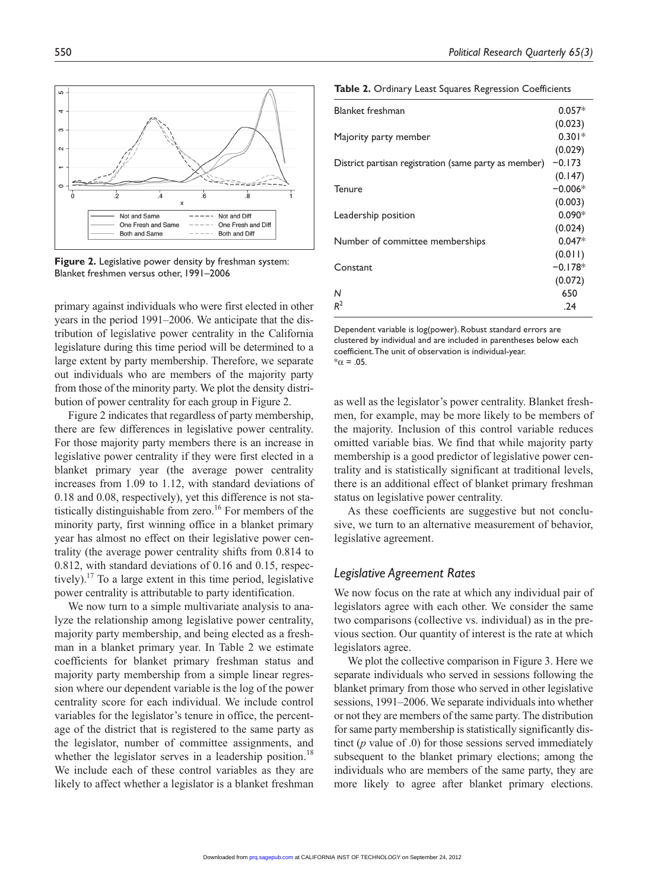Figure 2. Legislative power density by freshman system: Blanket freshmen versus other, 1991–2006

primary against individuals who were first elected in other years in the period 1991–2006. We anticipate that the distribution of legislative power centrality in the California legislature during this time period will be determined to a large extent by party membership. Therefore, we separate out individuals who are members of the majority party from those of the minority party. We plot the density distribution of power centrality for each group in Figure 2.

Figure 2 indicates that regardless of party membership, there are few differences in legislative power centrality. For those majority party members there is an increase in legislative power centrality if they were first elected in a blanket primary year (the average power centrality increases from 1.09 to 1.12, with standard deviations of 0.18 and 0.08, respectively), yet this difference is not statistically distinguishable from zero.[16] For members of the minority party, first winning office in a blanket primary year has almost no effect on their legislative power centrality (the average power centrality shifts from 0.814 to 0.812, with standard deviations of 0.16 and 0.15, respectively).[17] To a large extent in this time period, legislative power centrality is attributable to party identification.

We now turn to a simple multivariate analysis to analyze the relationship among legislative power centrality, majority party membership, and being elected as a freshman in a blanket primary year. In Table 2 we estimate coefficients for blanket primary freshman status and majority party membership from a simple linear regression where our dependent variable is the log of the power centrality score for each individual. We include control variables for the legislator's tenure in office, the percentage of the district that is registered to the same party as the legislator, number of committee assignments, and whether the legislator serves in a leadership position.[18] We include each of these control variables as they are likely to affect whether a legislator is a blanket freshman as well as the legislator's power centrality. Blanket freshmen, for example, may be more likely to be members of the majority. Inclusion of this control variable reduces omitted variable bias. We find that while majority party membership is a good predictor of legislative power centrality and is statistically significant at traditional levels, there is an additional effect of blanket primary freshman status on legislative power centrality.

As these coefficients are suggestive but not conclusive, we turn to an alternative measurement of behavior, legislative agreement.

**Table 2.** Ordinary Least Squares Regression Coefficients

| | |
|---|---|
| Blanket freshman | 0.057* |
| | (0.023) |
| Majority party member | 0.301* |
| | (0.029) |
| District partisan registration (same party as member) | −0.173 |
| | (0.147) |
| Tenure | −0.006* |
| | (0.003) |
| Leadership position | 0.090* |
| | (0.024) |
| Number of committee memberships | 0.047* |
| | (0.011) |
| Constant | −0.178* |
| | (0.072) |
| *N* | 650 |
| $R^2$ | .24 |

Dependent variable is log(power). Robust standard errors are clustered by individual and are included in parentheses below each coefficient. The unit of observation is individual-year.
$*\alpha = .05$.

## *Legislative Agreement Rates*

We now focus on the rate at which any individual pair of legislators agree with each other. We consider the same two comparisons (collective vs. individual) as in the previous section. Our quantity of interest is the rate at which legislators agree.

We plot the collective comparison in Figure 3. Here we separate individuals who served in sessions following the blanket primary from those who served in other legislative sessions, 1991–2006. We separate individuals into whether or not they are members of the same party. The distribution for same party membership is statistically significantly distinct (*p* value of .0) for those sessions served immediately subsequent to the blanket primary elections; among the individuals who are members of the same party, they are more likely to agree after blanket primary elections.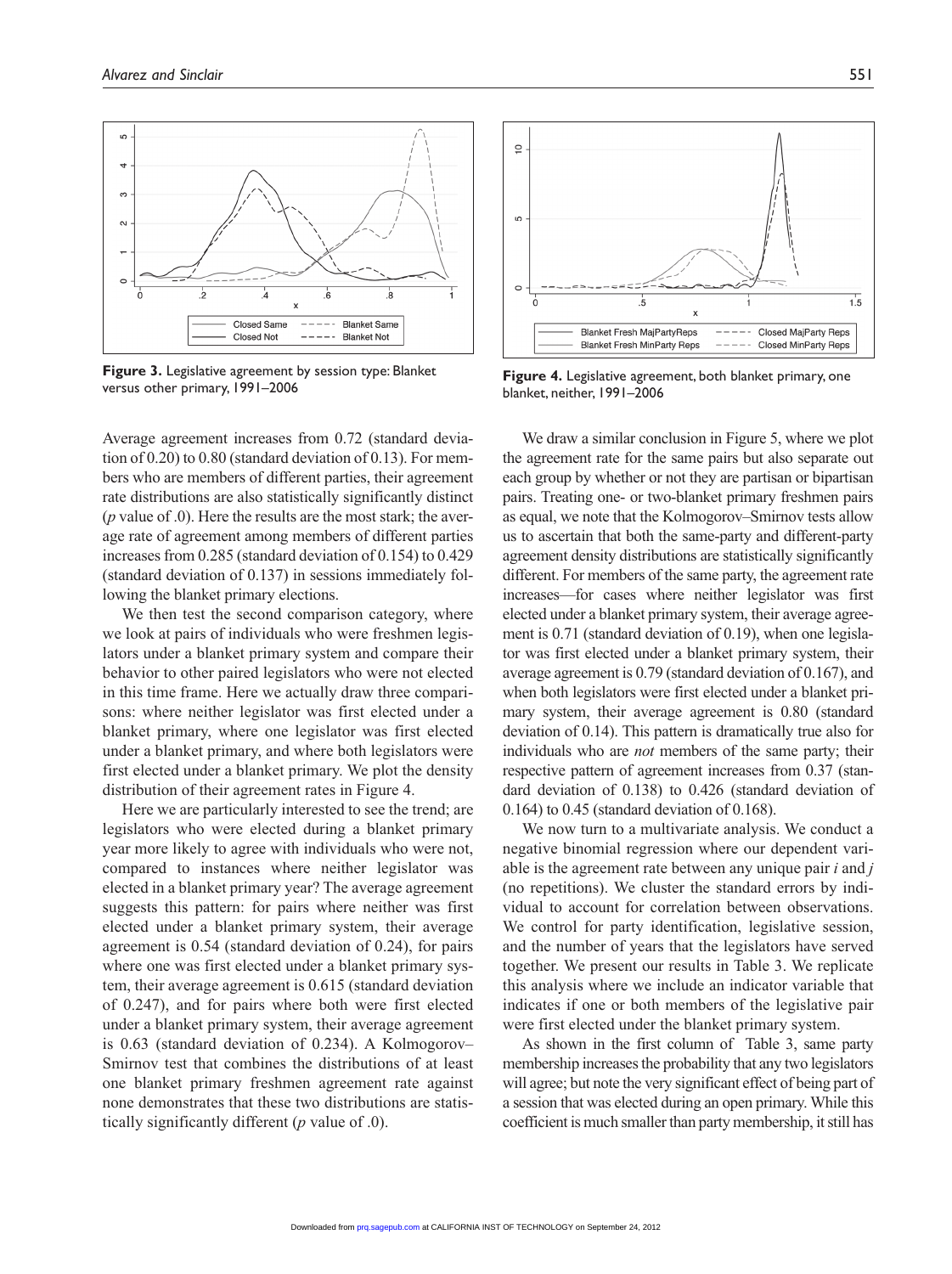Figure 3. Legislative agreement by session type: Blanket versus other primary, 1991–2006

Figure 4. Legislative agreement, both blanket primary, one blanket, neither, 1991–2006

Average agreement increases from 0.72 (standard deviation of 0.20) to 0.80 (standard deviation of 0.13). For members who are members of different parties, their agreement rate distributions are also statistically significantly distinct ($p$ value of .0). Here the results are the most stark; the average rate of agreement among members of different parties increases from 0.285 (standard deviation of 0.154) to 0.429 (standard deviation of 0.137) in sessions immediately following the blanket primary elections.

We then test the second comparison category, where we look at pairs of individuals who were freshmen legislators under a blanket primary system and compare their behavior to other paired legislators who were not elected in this time frame. Here we actually draw three comparisons: where neither legislator was first elected under a blanket primary, where one legislator was first elected under a blanket primary, and where both legislators were first elected under a blanket primary. We plot the density distribution of their agreement rates in Figure 4.

Here we are particularly interested to see the trend; are legislators who were elected during a blanket primary year more likely to agree with individuals who were not, compared to instances where neither legislator was elected in a blanket primary year? The average agreement suggests this pattern: for pairs where neither was first elected under a blanket primary system, their average agreement is 0.54 (standard deviation of 0.24), for pairs where one was first elected under a blanket primary system, their average agreement is 0.615 (standard deviation of 0.247), and for pairs where both were first elected under a blanket primary system, their average agreement is 0.63 (standard deviation of 0.234). A Kolmogorov–Smirnov test that combines the distributions of at least one blanket primary freshmen agreement rate against none demonstrates that these two distributions are statistically significantly different ($p$ value of .0).

We draw a similar conclusion in Figure 5, where we plot the agreement rate for the same pairs but also separate out each group by whether or not they are partisan or bipartisan pairs. Treating one- or two-blanket primary freshmen pairs as equal, we note that the Kolmogorov–Smirnov tests allow us to ascertain that both the same-party and different-party agreement density distributions are statistically significantly different. For members of the same party, the agreement rate increases—for cases where neither legislator was first elected under a blanket primary system, their average agreement is 0.71 (standard deviation of 0.19), when one legislator was first elected under a blanket primary system, their average agreement is 0.79 (standard deviation of 0.167), and when both legislators were first elected under a blanket primary system, their average agreement is 0.80 (standard deviation of 0.14). This pattern is dramatically true also for individuals who are *not* members of the same party; their respective pattern of agreement increases from 0.37 (standard deviation of 0.138) to 0.426 (standard deviation of 0.164) to 0.45 (standard deviation of 0.168).

We now turn to a multivariate analysis. We conduct a negative binomial regression where our dependent variable is the agreement rate between any unique pair $i$ and $j$ (no repetitions). We cluster the standard errors by individual to account for correlation between observations. We control for party identification, legislative session, and the number of years that the legislators have served together. We present our results in Table 3. We replicate this analysis where we include an indicator variable that indicates if one or both members of the legislative pair were first elected under the blanket primary system.

As shown in the first column of Table 3, same party membership increases the probability that any two legislators will agree; but note the very significant effect of being part of a session that was elected during an open primary. While this coefficient is much smaller than party membership, it still has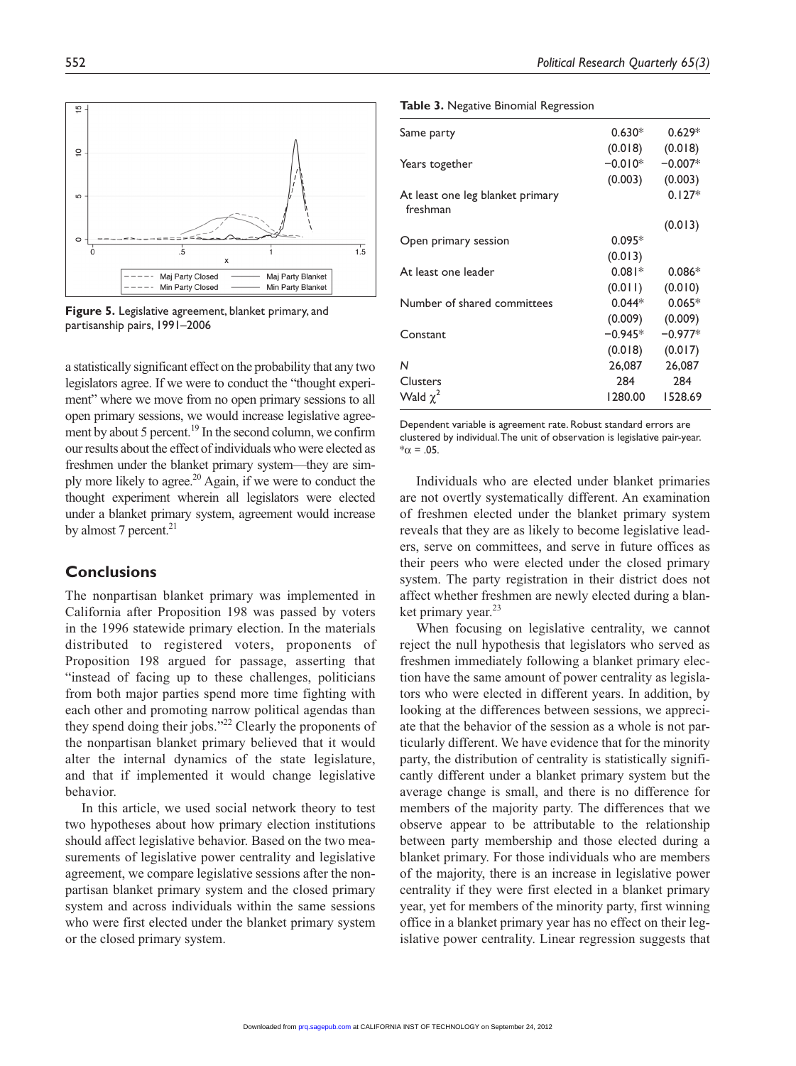15

10

5

0

0 .5 1 1.5

x

Maj Party Closed — Maj Party Blanket

Min Party Closed — Min Party Blanket

**Figure 5.** Legislative agreement, blanket primary, and partisanship pairs, 1991–2006

a statistically significant effect on the probability that any two legislators agree. If we were to conduct the "thought experiment" where we move from no open primary sessions to all open primary sessions, we would increase legislative agreement by about 5 percent.[19] In the second column, we confirm our results about the effect of individuals who were elected as freshmen under the blanket primary system—they are simply more likely to agree.[20] Again, if we were to conduct the thought experiment wherein all legislators were elected under a blanket primary system, agreement would increase by almost 7 percent.[21]

**Table 3.** Negative Binomial Regression

| | | |
|---|---|---|
| Same party | 0.630* | 0.629* |
| | (0.018) | (0.018) |
| Years together | −0.010* | −0.007* |
| | (0.003) | (0.003) |
| At least one leg blanket primary freshman | | 0.127* |
| | | (0.013) |
| Open primary session | 0.095* | |
| | (0.013) | |
| At least one leader | 0.081* | 0.086* |
| | (0.011) | (0.010) |
| Number of shared committees | 0.044* | 0.065* |
| | (0.009) | (0.009) |
| Constant | −0.945* | −0.977* |
| | (0.018) | (0.017) |
| N | 26,087 | 26,087 |
| Clusters | 284 | 284 |
| Wald $\chi^2$ | 1280.00 | 1528.69 |

Dependent variable is agreement rate. Robust standard errors are clustered by individual. The unit of observation is legislative pair-year. *$\alpha$ = .05.

## Conclusions

The nonpartisan blanket primary was implemented in California after Proposition 198 was passed by voters in the 1996 statewide primary election. In the materials distributed to registered voters, proponents of Proposition 198 argued for passage, asserting that "instead of facing up to these challenges, politicians from both major parties spend more time fighting with each other and promoting narrow political agendas than they spend doing their jobs."[22] Clearly the proponents of the nonpartisan blanket primary believed that it would alter the internal dynamics of the state legislature, and that if implemented it would change legislative behavior.

In this article, we used social network theory to test two hypotheses about how primary election institutions should affect legislative behavior. Based on the two measurements of legislative power centrality and legislative agreement, we compare legislative sessions after the nonpartisan blanket primary system and the closed primary system and across individuals within the same sessions who were first elected under the blanket primary system or the closed primary system.

Individuals who are elected under blanket primaries are not overtly systematically different. An examination of freshmen elected under the blanket primary system reveals that they are as likely to become legislative leaders, serve on committees, and serve in future offices as their peers who were elected under the closed primary system. The party registration in their district does not affect whether freshmen are newly elected during a blanket primary year.[23]

When focusing on legislative centrality, we cannot reject the null hypothesis that legislators who served as freshmen immediately following a blanket primary election have the same amount of power centrality as legislators who were elected in different years. In addition, by looking at the differences between sessions, we appreciate that the behavior of the session as a whole is not particularly different. We have evidence that for the minority party, the distribution of centrality is statistically significantly different under a blanket primary system but the average change is small, and there is no difference for members of the majority party. The differences that we observe appear to be attributable to the relationship between party membership and those elected during a blanket primary. For those individuals who are members of the majority, there is an increase in legislative power centrality if they were first elected in a blanket primary year, yet for members of the minority party, first winning office in a blanket primary year has no effect on their legislative power centrality. Linear regression suggests that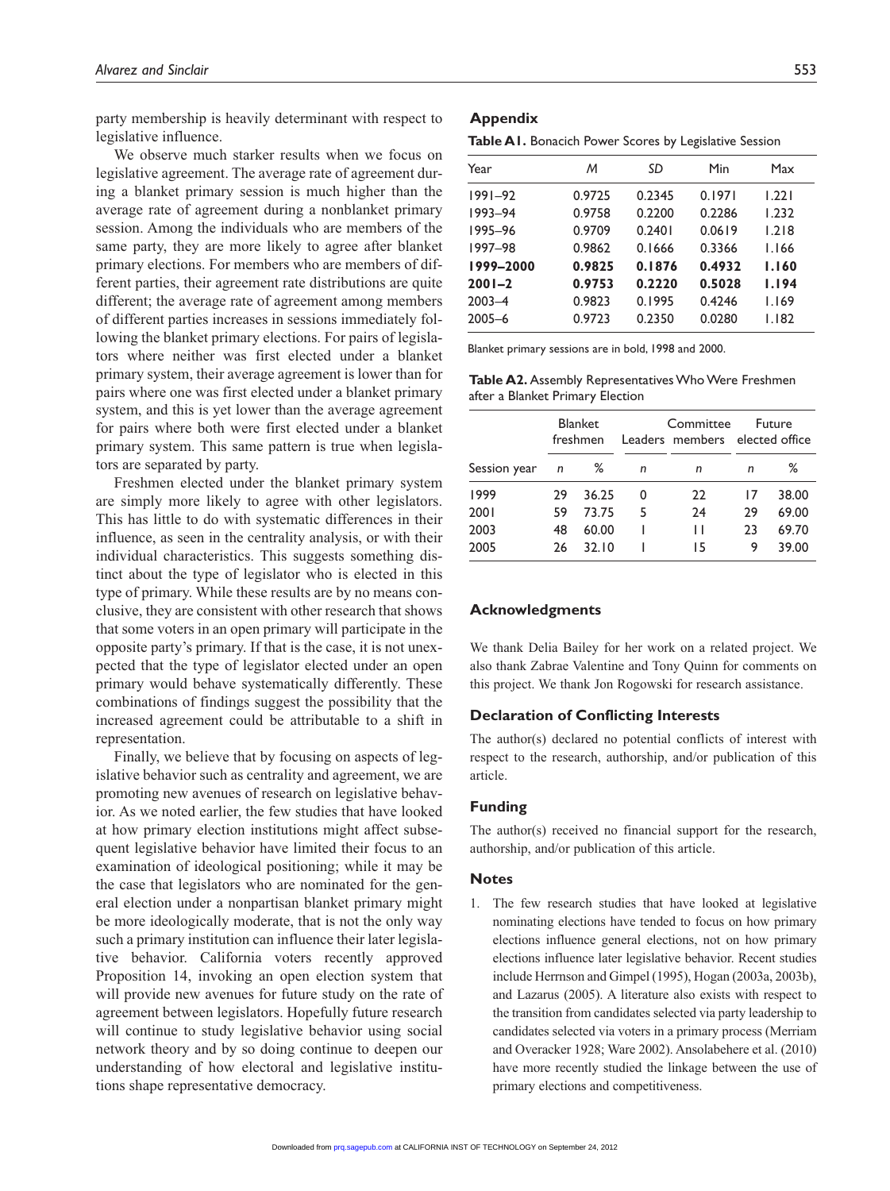party membership is heavily determinant with respect to legislative influence.

We observe much starker results when we focus on legislative agreement. The average rate of agreement during a blanket primary session is much higher than the average rate of agreement during a nonblanket primary session. Among the individuals who are members of the same party, they are more likely to agree after blanket primary elections. For members who are members of different parties, their agreement rate distributions are quite different; the average rate of agreement among members of different parties increases in sessions immediately following the blanket primary elections. For pairs of legislators where neither was first elected under a blanket primary system, their average agreement is lower than for pairs where one was first elected under a blanket primary system, and this is yet lower than the average agreement for pairs where both were first elected under a blanket primary system. This same pattern is true when legislators are separated by party.

Freshmen elected under the blanket primary system are simply more likely to agree with other legislators. This has little to do with systematic differences in their influence, as seen in the centrality analysis, or with their individual characteristics. This suggests something distinct about the type of legislator who is elected in this type of primary. While these results are by no means conclusive, they are consistent with other research that shows that some voters in an open primary will participate in the opposite party's primary. If that is the case, it is not unexpected that the type of legislator elected under an open primary would behave systematically differently. These combinations of findings suggest the possibility that the increased agreement could be attributable to a shift in representation.

Finally, we believe that by focusing on aspects of legislative behavior such as centrality and agreement, we are promoting new avenues of research on legislative behavior. As we noted earlier, the few studies that have looked at how primary election institutions might affect subsequent legislative behavior have limited their focus to an examination of ideological positioning; while it may be the case that legislators who are nominated for the general election under a nonpartisan blanket primary might be more ideologically moderate, that is not the only way such a primary institution can influence their later legislative behavior. California voters recently approved Proposition 14, invoking an open election system that will provide new avenues for future study on the rate of agreement between legislators. Hopefully future research will continue to study legislative behavior using social network theory and by so doing continue to deepen our understanding of how electoral and legislative institutions shape representative democracy.

## Appendix

**Table A1.** Bonacich Power Scores by Legislative Session

| Year | *M* | *SD* | Min | Max |
|---|---|---|---|---|
| 1991–92 | 0.9725 | 0.2345 | 0.1971 | 1.221 |
| 1993–94 | 0.9758 | 0.2200 | 0.2286 | 1.232 |
| 1995–96 | 0.9709 | 0.2401 | 0.0619 | 1.218 |
| 1997–98 | 0.9862 | 0.1666 | 0.3366 | 1.166 |
| **1999–2000** | **0.9825** | **0.1876** | **0.4932** | **1.160** |
| **2001–2** | **0.9753** | **0.2220** | **0.5028** | **1.194** |
| 2003–4 | 0.9823 | 0.1995 | 0.4246 | 1.169 |
| 2005–6 | 0.9723 | 0.2350 | 0.0280 | 1.182 |

Blanket primary sessions are in bold, 1998 and 2000.

**Table A2.** Assembly Representatives Who Were Freshmen after a Blanket Primary Election

| | Blanket freshmen | | Leaders | Committee members | Future elected office | |
|---|---|---|---|---|---|---|
| Session year | *n* | % | *n* | *n* | *n* | % |
| 1999 | 29 | 36.25 | 0 | 22 | 17 | 38.00 |
| 2001 | 59 | 73.75 | 5 | 24 | 29 | 69.00 |
| 2003 | 48 | 60.00 | 1 | 11 | 23 | 69.70 |
| 2005 | 26 | 32.10 | 1 | 15 | 9 | 39.00 |

## Acknowledgments

We thank Delia Bailey for her work on a related project. We also thank Zabrae Valentine and Tony Quinn for comments on this project. We thank Jon Rogowski for research assistance.

## Declaration of Conflicting Interests

The author(s) declared no potential conflicts of interest with respect to the research, authorship, and/or publication of this article.

## Funding

The author(s) received no financial support for the research, authorship, and/or publication of this article.

## Notes

1. The few research studies that have looked at legislative nominating elections have tended to focus on how primary elections influence general elections, not on how primary elections influence later legislative behavior. Recent studies include Herrnson and Gimpel (1995), Hogan (2003a, 2003b), and Lazarus (2005). A literature also exists with respect to the transition from candidates selected via party leadership to candidates selected via voters in a primary process (Merriam and Overacker 1928; Ware 2002). Ansolabehere et al. (2010) have more recently studied the linkage between the use of primary elections and competitiveness.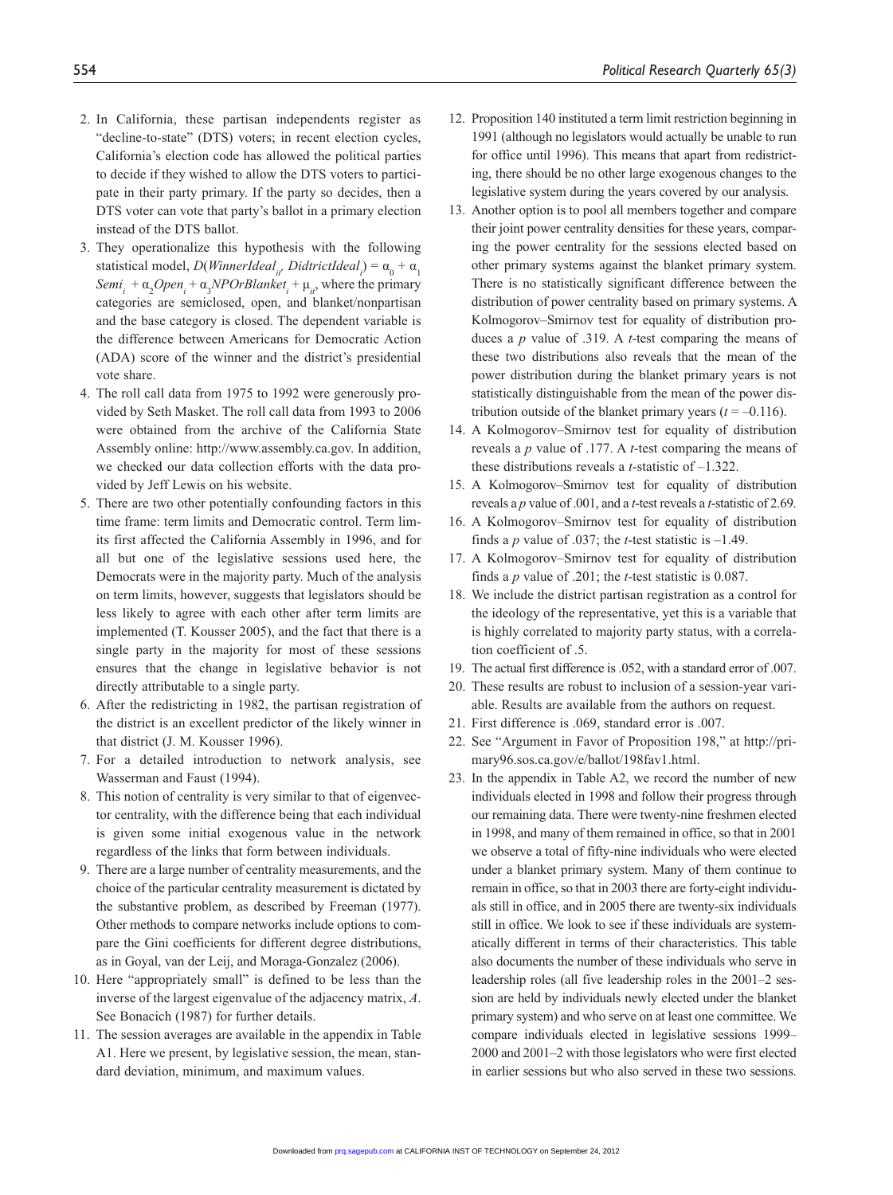2. In California, these partisan independents register as "decline-to-state" (DTS) voters; in recent election cycles, California's election code has allowed the political parties to decide if they wished to allow the DTS voters to participate in their party primary. If the party so decides, then a DTS voter can vote that party's ballot in a primary election instead of the DTS ballot.
3. They operationalize this hypothesis with the following statistical model, $D(WinnerIdeal_{it}, DidtrictIdeal_i) = \alpha_0 + \alpha_1 Semi_i + \alpha_2 Open_i + \alpha_3 NPOrBlanket_i + \mu_{it}$, where the primary categories are semiclosed, open, and blanket/nonpartisan and the base category is closed. The dependent variable is the difference between Americans for Democratic Action (ADA) score of the winner and the district's presidential vote share.
4. The roll call data from 1975 to 1992 were generously provided by Seth Masket. The roll call data from 1993 to 2006 were obtained from the archive of the California State Assembly online: http://www.assembly.ca.gov. In addition, we checked our data collection efforts with the data provided by Jeff Lewis on his website.
5. There are two other potentially confounding factors in this time frame: term limits and Democratic control. Term limits first affected the California Assembly in 1996, and for all but one of the legislative sessions used here, the Democrats were in the majority party. Much of the analysis on term limits, however, suggests that legislators should be less likely to agree with each other after term limits are implemented (T. Kousser 2005), and the fact that there is a single party in the majority for most of these sessions ensures that the change in legislative behavior is not directly attributable to a single party.
6. After the redistricting in 1982, the partisan registration of the district is an excellent predictor of the likely winner in that district (J. M. Kousser 1996).
7. For a detailed introduction to network analysis, see Wasserman and Faust (1994).
8. This notion of centrality is very similar to that of eigenvector centrality, with the difference being that each individual is given some initial exogenous value in the network regardless of the links that form between individuals.
9. There are a large number of centrality measurements, and the choice of the particular centrality measurement is dictated by the substantive problem, as described by Freeman (1977). Other methods to compare networks include options to compare the Gini coefficients for different degree distributions, as in Goyal, van der Leij, and Moraga-Gonzalez (2006).
10. Here "appropriately small" is defined to be less than the inverse of the largest eigenvalue of the adjacency matrix, $A$. See Bonacich (1987) for further details.
11. The session averages are available in the appendix in Table A1. Here we present, by legislative session, the mean, standard deviation, minimum, and maximum values.
12. Proposition 140 instituted a term limit restriction beginning in 1991 (although no legislators would actually be unable to run for office until 1996). This means that apart from redistricting, there should be no other large exogenous changes to the legislative system during the years covered by our analysis.
13. Another option is to pool all members together and compare their joint power centrality densities for these years, comparing the power centrality for the sessions elected based on other primary systems against the blanket primary system. There is no statistically significant difference between the distribution of power centrality based on primary systems. A Kolmogorov–Smirnov test for equality of distribution produces a $p$ value of .319. A $t$-test comparing the means of these two distributions also reveals that the mean of the power distribution during the blanket primary years is not statistically distinguishable from the mean of the power distribution outside of the blanket primary years ($t = -0.116$).
14. A Kolmogorov–Smirnov test for equality of distribution reveals a $p$ value of .177. A $t$-test comparing the means of these distributions reveals a $t$-statistic of –1.322.
15. A Kolmogorov–Smirnov test for equality of distribution reveals a $p$ value of .001, and a $t$-test reveals a $t$-statistic of 2.69.
16. A Kolmogorov–Smirnov test for equality of distribution finds a $p$ value of .037; the $t$-test statistic is –1.49.
17. A Kolmogorov–Smirnov test for equality of distribution finds a $p$ value of .201; the $t$-test statistic is 0.087.
18. We include the district partisan registration as a control for the ideology of the representative, yet this is a variable that is highly correlated to majority party status, with a correlation coefficient of .5.
19. The actual first difference is .052, with a standard error of .007.
20. These results are robust to inclusion of a session-year variable. Results are available from the authors on request.
21. First difference is .069, standard error is .007.
22. See "Argument in Favor of Proposition 198," at http://primary96.sos.ca.gov/e/ballot/198fav1.html.
23. In the appendix in Table A2, we record the number of new individuals elected in 1998 and follow their progress through our remaining data. There were twenty-nine freshmen elected in 1998, and many of them remained in office, so that in 2001 we observe a total of fifty-nine individuals who were elected under a blanket primary system. Many of them continue to remain in office, so that in 2003 there are forty-eight individuals still in office, and in 2005 there are twenty-six individuals still in office. We look to see if these individuals are systematically different in terms of their characteristics. This table also documents the number of these individuals who serve in leadership roles (all five leadership roles in the 2001–2 session are held by individuals newly elected under the blanket primary system) and who serve on at least one committee. We compare individuals elected in legislative sessions 1999–2000 and 2001–2 with those legislators who were first elected in earlier sessions but who also served in these two sessions.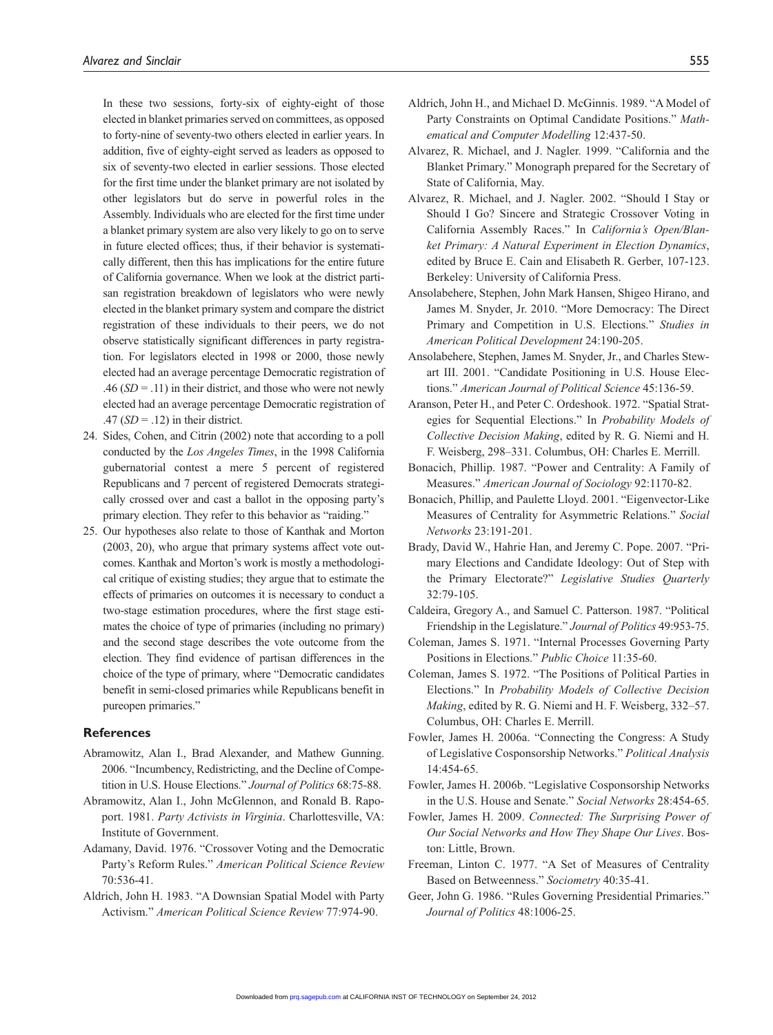In these two sessions, forty-six of eighty-eight of those elected in blanket primaries served on committees, as opposed to forty-nine of seventy-two others elected in earlier years. In addition, five of eighty-eight served as leaders as opposed to six of seventy-two elected in earlier sessions. Those elected for the first time under the blanket primary are not isolated by other legislators but do serve in powerful roles in the Assembly. Individuals who are elected for the first time under a blanket primary system are also very likely to go on to serve in future elected offices; thus, if their behavior is systematically different, then this has implications for the entire future of California governance. When we look at the district partisan registration breakdown of legislators who were newly elected in the blanket primary system and compare the district registration of these individuals to their peers, we do not observe statistically significant differences in party registration. For legislators elected in 1998 or 2000, those newly elected had an average percentage Democratic registration of .46 (*SD* = .11) in their district, and those who were not newly elected had an average percentage Democratic registration of .47 (*SD* = .12) in their district.

24. Sides, Cohen, and Citrin (2002) note that according to a poll conducted by the *Los Angeles Times*, in the 1998 California gubernatorial contest a mere 5 percent of registered Republicans and 7 percent of registered Democrats strategically crossed over and cast a ballot in the opposing party's primary election. They refer to this behavior as "raiding."
25. Our hypotheses also relate to those of Kanthak and Morton (2003, 20), who argue that primary systems affect vote outcomes. Kanthak and Morton's work is mostly a methodological critique of existing studies; they argue that to estimate the effects of primaries on outcomes it is necessary to conduct a two-stage estimation procedures, where the first stage estimates the choice of type of primaries (including no primary) and the second stage describes the vote outcome from the election. They find evidence of partisan differences in the choice of the type of primary, where "Democratic candidates benefit in semi-closed primaries while Republicans benefit in pureopen primaries."

## References

Abramowitz, Alan I., Brad Alexander, and Mathew Gunning. 2006. "Incumbency, Redistricting, and the Decline of Competition in U.S. House Elections." *Journal of Politics* 68:75-88.

Abramowitz, Alan I., John McGlennon, and Ronald B. Rapoport. 1981. *Party Activists in Virginia*. Charlottesville, VA: Institute of Government.

Adamany, David. 1976. "Crossover Voting and the Democratic Party's Reform Rules." *American Political Science Review* 70:536-41.

Aldrich, John H. 1983. "A Downsian Spatial Model with Party Activism." *American Political Science Review* 77:974-90.

Aldrich, John H., and Michael D. McGinnis. 1989. "A Model of Party Constraints on Optimal Candidate Positions." *Mathematical and Computer Modelling* 12:437-50.

Alvarez, R. Michael, and J. Nagler. 1999. "California and the Blanket Primary." Monograph prepared for the Secretary of State of California, May.

Alvarez, R. Michael, and J. Nagler. 2002. "Should I Stay or Should I Go? Sincere and Strategic Crossover Voting in California Assembly Races." In *California's Open/Blanket Primary: A Natural Experiment in Election Dynamics*, edited by Bruce E. Cain and Elisabeth R. Gerber, 107-123. Berkeley: University of California Press.

Ansolabehere, Stephen, John Mark Hansen, Shigeo Hirano, and James M. Snyder, Jr. 2010. "More Democracy: The Direct Primary and Competition in U.S. Elections." *Studies in American Political Development* 24:190-205.

Ansolabehere, Stephen, James M. Snyder, Jr., and Charles Stewart III. 2001. "Candidate Positioning in U.S. House Elections." *American Journal of Political Science* 45:136-59.

Aranson, Peter H., and Peter C. Ordeshook. 1972. "Spatial Strategies for Sequential Elections." In *Probability Models of Collective Decision Making*, edited by R. G. Niemi and H. F. Weisberg, 298–331. Columbus, OH: Charles E. Merrill.

Bonacich, Phillip. 1987. "Power and Centrality: A Family of Measures." *American Journal of Sociology* 92:1170-82.

Bonacich, Phillip, and Paulette Lloyd. 2001. "Eigenvector-Like Measures of Centrality for Asymmetric Relations." *Social Networks* 23:191-201.

Brady, David W., Hahrie Han, and Jeremy C. Pope. 2007. "Primary Elections and Candidate Ideology: Out of Step with the Primary Electorate?" *Legislative Studies Quarterly* 32:79-105.

Caldeira, Gregory A., and Samuel C. Patterson. 1987. "Political Friendship in the Legislature." *Journal of Politics* 49:953-75.

Coleman, James S. 1971. "Internal Processes Governing Party Positions in Elections." *Public Choice* 11:35-60.

Coleman, James S. 1972. "The Positions of Political Parties in Elections." In *Probability Models of Collective Decision Making*, edited by R. G. Niemi and H. F. Weisberg, 332–57. Columbus, OH: Charles E. Merrill.

Fowler, James H. 2006a. "Connecting the Congress: A Study of Legislative Cosponsorship Networks." *Political Analysis* 14:454-65.

Fowler, James H. 2006b. "Legislative Cosponsorship Networks in the U.S. House and Senate." *Social Networks* 28:454-65.

Fowler, James H. 2009. *Connected: The Surprising Power of Our Social Networks and How They Shape Our Lives*. Boston: Little, Brown.

Freeman, Linton C. 1977. "A Set of Measures of Centrality Based on Betweenness." *Sociometry* 40:35-41.

Geer, John G. 1986. "Rules Governing Presidential Primaries." *Journal of Politics* 48:1006-25.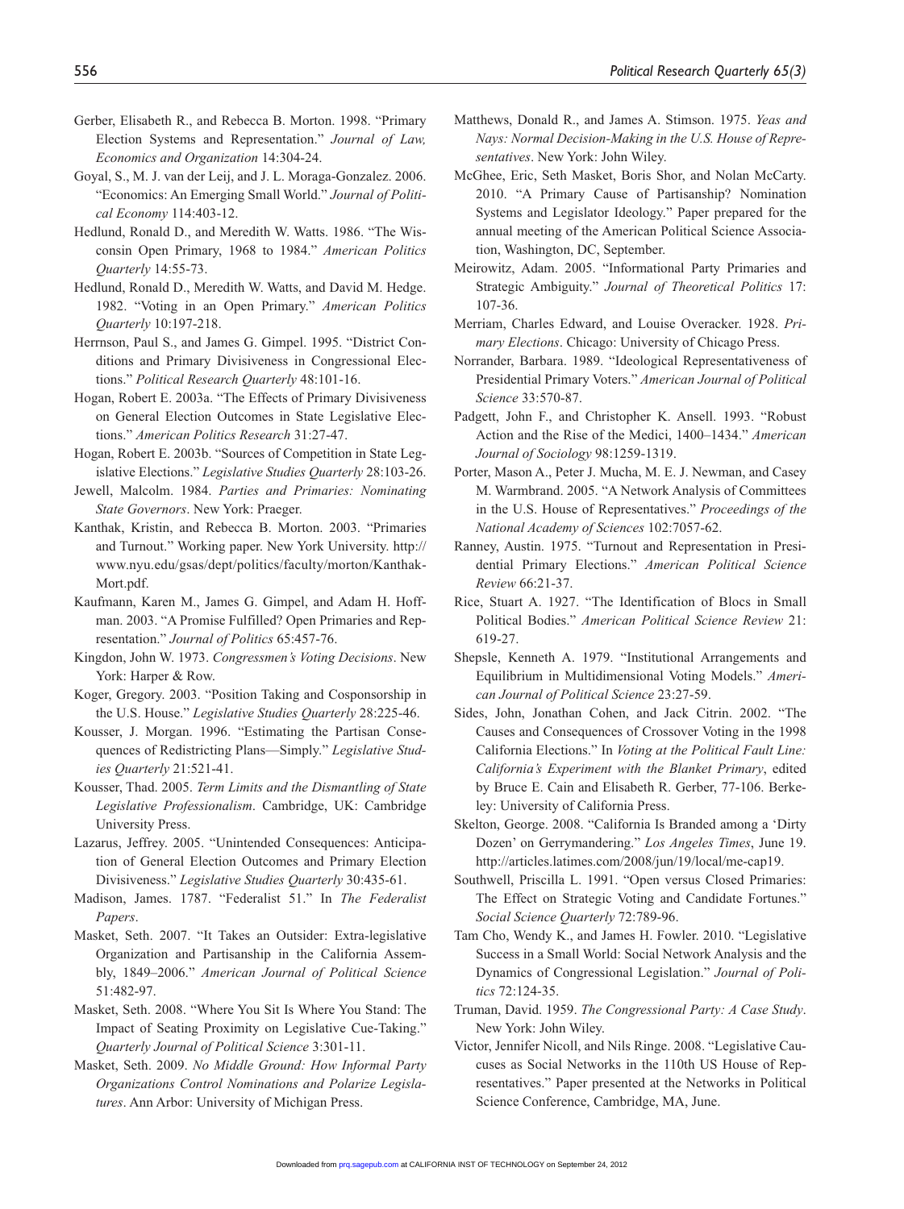Gerber, Elisabeth R., and Rebecca B. Morton. 1998. "Primary Election Systems and Representation." *Journal of Law, Economics and Organization* 14:304-24.

Goyal, S., M. J. van der Leij, and J. L. Moraga-Gonzalez. 2006. "Economics: An Emerging Small World." *Journal of Political Economy* 114:403-12.

Hedlund, Ronald D., and Meredith W. Watts. 1986. "The Wisconsin Open Primary, 1968 to 1984." *American Politics Quarterly* 14:55-73.

Hedlund, Ronald D., Meredith W. Watts, and David M. Hedge. 1982. "Voting in an Open Primary." *American Politics Quarterly* 10:197-218.

Herrnson, Paul S., and James G. Gimpel. 1995. "District Conditions and Primary Divisiveness in Congressional Elections." *Political Research Quarterly* 48:101-16.

Hogan, Robert E. 2003a. "The Effects of Primary Divisiveness on General Election Outcomes in State Legislative Elections." *American Politics Research* 31:27-47.

Hogan, Robert E. 2003b. "Sources of Competition in State Legislative Elections." *Legislative Studies Quarterly* 28:103-26.

Jewell, Malcolm. 1984. *Parties and Primaries: Nominating State Governors*. New York: Praeger.

Kanthak, Kristin, and Rebecca B. Morton. 2003. "Primaries and Turnout." Working paper. New York University. http://www.nyu.edu/gsas/dept/politics/faculty/morton/Kanthak-Mort.pdf.

Kaufmann, Karen M., James G. Gimpel, and Adam H. Hoffman. 2003. "A Promise Fulfilled? Open Primaries and Representation." *Journal of Politics* 65:457-76.

Kingdon, John W. 1973. *Congressmen's Voting Decisions*. New York: Harper & Row.

Koger, Gregory. 2003. "Position Taking and Cosponsorship in the U.S. House." *Legislative Studies Quarterly* 28:225-46.

Kousser, J. Morgan. 1996. "Estimating the Partisan Consequences of Redistricting Plans—Simply." *Legislative Studies Quarterly* 21:521-41.

Kousser, Thad. 2005. *Term Limits and the Dismantling of State Legislative Professionalism*. Cambridge, UK: Cambridge University Press.

Lazarus, Jeffrey. 2005. "Unintended Consequences: Anticipation of General Election Outcomes and Primary Election Divisiveness." *Legislative Studies Quarterly* 30:435-61.

Madison, James. 1787. "Federalist 51." In *The Federalist Papers*.

Masket, Seth. 2007. "It Takes an Outsider: Extra-legislative Organization and Partisanship in the California Assembly, 1849–2006." *American Journal of Political Science* 51:482-97.

Masket, Seth. 2008. "Where You Sit Is Where You Stand: The Impact of Seating Proximity on Legislative Cue-Taking." *Quarterly Journal of Political Science* 3:301-11.

Masket, Seth. 2009. *No Middle Ground: How Informal Party Organizations Control Nominations and Polarize Legislatures*. Ann Arbor: University of Michigan Press.

Matthews, Donald R., and James A. Stimson. 1975. *Yeas and Nays: Normal Decision-Making in the U.S. House of Representatives*. New York: John Wiley.

McGhee, Eric, Seth Masket, Boris Shor, and Nolan McCarty. 2010. "A Primary Cause of Partisanship? Nomination Systems and Legislator Ideology." Paper prepared for the annual meeting of the American Political Science Association, Washington, DC, September.

Meirowitz, Adam. 2005. "Informational Party Primaries and Strategic Ambiguity." *Journal of Theoretical Politics* 17:107-36.

Merriam, Charles Edward, and Louise Overacker. 1928. *Primary Elections*. Chicago: University of Chicago Press.

Norrander, Barbara. 1989. "Ideological Representativeness of Presidential Primary Voters." *American Journal of Political Science* 33:570-87.

Padgett, John F., and Christopher K. Ansell. 1993. "Robust Action and the Rise of the Medici, 1400–1434." *American Journal of Sociology* 98:1259-1319.

Porter, Mason A., Peter J. Mucha, M. E. J. Newman, and Casey M. Warmbrand. 2005. "A Network Analysis of Committees in the U.S. House of Representatives." *Proceedings of the National Academy of Sciences* 102:7057-62.

Ranney, Austin. 1975. "Turnout and Representation in Presidential Primary Elections." *American Political Science Review* 66:21-37.

Rice, Stuart A. 1927. "The Identification of Blocs in Small Political Bodies." *American Political Science Review* 21:619-27.

Shepsle, Kenneth A. 1979. "Institutional Arrangements and Equilibrium in Multidimensional Voting Models." *American Journal of Political Science* 23:27-59.

Sides, John, Jonathan Cohen, and Jack Citrin. 2002. "The Causes and Consequences of Crossover Voting in the 1998 California Elections." In *Voting at the Political Fault Line: California's Experiment with the Blanket Primary*, edited by Bruce E. Cain and Elisabeth R. Gerber, 77-106. Berkeley: University of California Press.

Skelton, George. 2008. "California Is Branded among a 'Dirty Dozen' on Gerrymandering." *Los Angeles Times*, June 19. http://articles.latimes.com/2008/jun/19/local/me-cap19.

Southwell, Priscilla L. 1991. "Open versus Closed Primaries: The Effect on Strategic Voting and Candidate Fortunes." *Social Science Quarterly* 72:789-96.

Tam Cho, Wendy K., and James H. Fowler. 2010. "Legislative Success in a Small World: Social Network Analysis and the Dynamics of Congressional Legislation." *Journal of Politics* 72:124-35.

Truman, David. 1959. *The Congressional Party: A Case Study*. New York: John Wiley.

Victor, Jennifer Nicoll, and Nils Ringe. 2008. "Legislative Caucuses as Social Networks in the 110th US House of Representatives." Paper presented at the Networks in Political Science Conference, Cambridge, MA, June.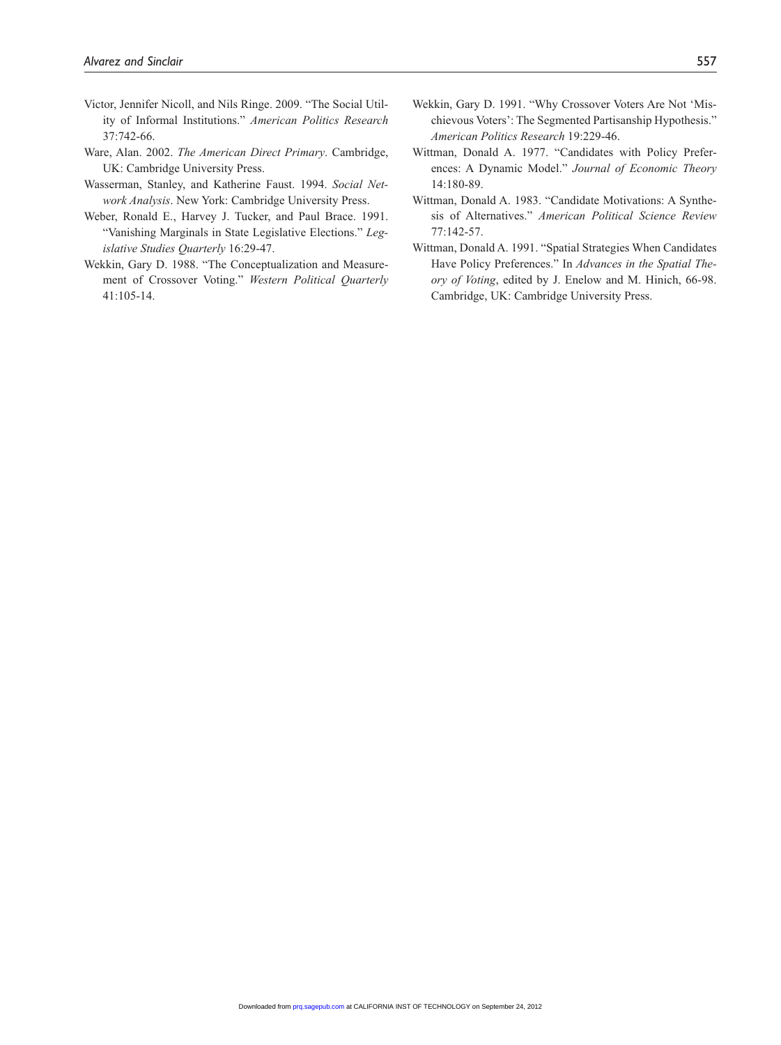Victor, Jennifer Nicoll, and Nils Ringe. 2009. "The Social Utility of Informal Institutions." *American Politics Research* 37:742-66.

Ware, Alan. 2002. *The American Direct Primary*. Cambridge, UK: Cambridge University Press.

Wasserman, Stanley, and Katherine Faust. 1994. *Social Network Analysis*. New York: Cambridge University Press.

Weber, Ronald E., Harvey J. Tucker, and Paul Brace. 1991. "Vanishing Marginals in State Legislative Elections." *Legislative Studies Quarterly* 16:29-47.

Wekkin, Gary D. 1988. "The Conceptualization and Measurement of Crossover Voting." *Western Political Quarterly* 41:105-14.

Wekkin, Gary D. 1991. "Why Crossover Voters Are Not 'Mischievous Voters': The Segmented Partisanship Hypothesis." *American Politics Research* 19:229-46.

Wittman, Donald A. 1977. "Candidates with Policy Preferences: A Dynamic Model." *Journal of Economic Theory* 14:180-89.

Wittman, Donald A. 1983. "Candidate Motivations: A Synthesis of Alternatives." *American Political Science Review* 77:142-57.

Wittman, Donald A. 1991. "Spatial Strategies When Candidates Have Policy Preferences." In *Advances in the Spatial Theory of Voting*, edited by J. Enelow and M. Hinich, 66-98. Cambridge, UK: Cambridge University Press.